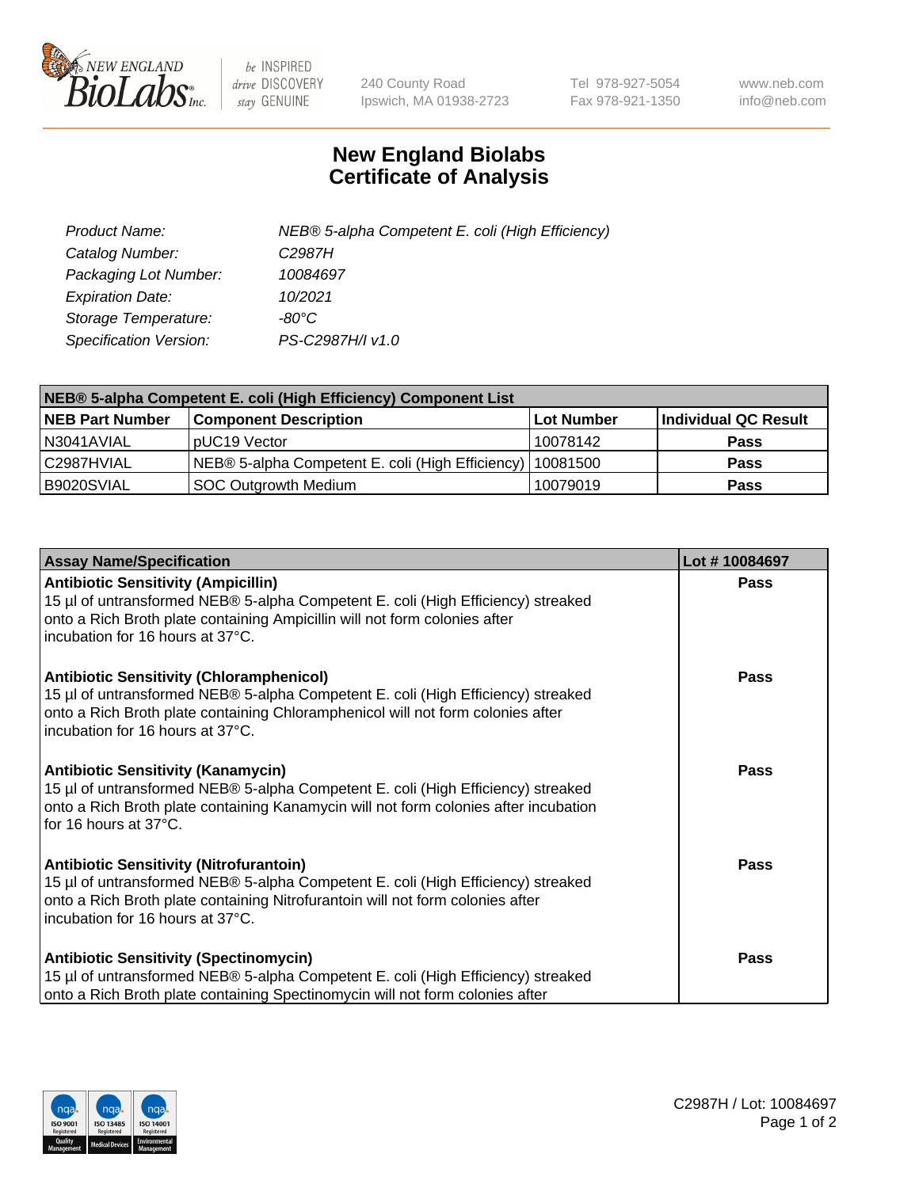New England BioLabs Inc. — be INSPIRED drive DISCOVERY stay GENUINE

240 County Road
Ipswich, MA 01938-2723

Tel 978-927-5054
Fax 978-921-1350

www.neb.com
info@neb.com

# New England Biolabs Certificate of Analysis

*Product Name:* *NEB® 5-alpha Competent E. coli (High Efficiency)*
*Catalog Number:* *C2987H*
*Packaging Lot Number:* *10084697*
*Expiration Date:* *10/2021*
*Storage Temperature:* *-80°C*
*Specification Version:* *PS-C2987H/I v1.0*

| NEB® 5-alpha Competent E. coli (High Efficiency) Component List | | | |
|---|---|---|---|
| **NEB Part Number** | **Component Description** | **Lot Number** | **Individual QC Result** |
| N3041AVIAL | pUC19 Vector | 10078142 | **Pass** |
| C2987HVIAL | NEB® 5-alpha Competent E. coli (High Efficiency) | 10081500 | **Pass** |
| B9020SVIAL | SOC Outgrowth Medium | 10079019 | **Pass** |

| Assay Name/Specification | Lot # 10084697 |
|---|---|
| **Antibiotic Sensitivity (Ampicillin)** 15 µl of untransformed NEB® 5-alpha Competent E. coli (High Efficiency) streaked onto a Rich Broth plate containing Ampicillin will not form colonies after incubation for 16 hours at 37°C. | **Pass** |
| **Antibiotic Sensitivity (Chloramphenicol)** 15 µl of untransformed NEB® 5-alpha Competent E. coli (High Efficiency) streaked onto a Rich Broth plate containing Chloramphenicol will not form colonies after incubation for 16 hours at 37°C. | **Pass** |
| **Antibiotic Sensitivity (Kanamycin)** 15 µl of untransformed NEB® 5-alpha Competent E. coli (High Efficiency) streaked onto a Rich Broth plate containing Kanamycin will not form colonies after incubation for 16 hours at 37°C. | **Pass** |
| **Antibiotic Sensitivity (Nitrofurantoin)** 15 µl of untransformed NEB® 5-alpha Competent E. coli (High Efficiency) streaked onto a Rich Broth plate containing Nitrofurantoin will not form colonies after incubation for 16 hours at 37°C. | **Pass** |
| **Antibiotic Sensitivity (Spectinomycin)** 15 µl of untransformed NEB® 5-alpha Competent E. coli (High Efficiency) streaked onto a Rich Broth plate containing Spectinomycin will not form colonies after | **Pass** |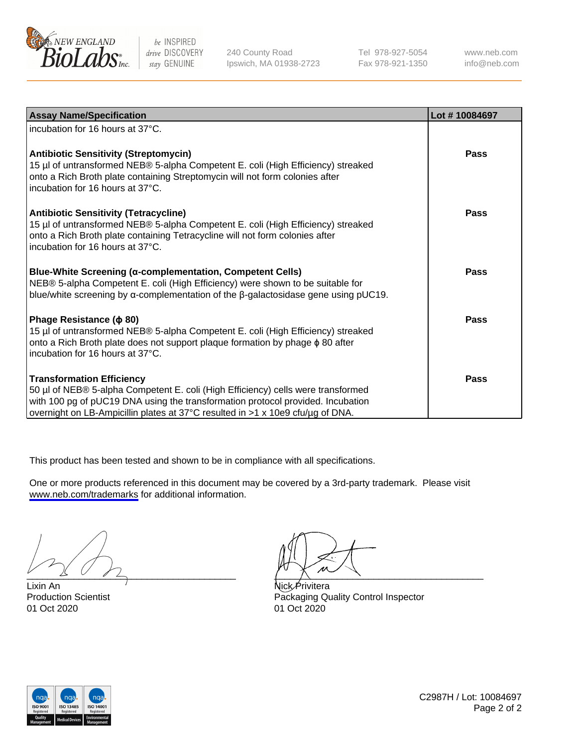| Assay Name/Specification | Lot # 10084697 |
|---|---|
| incubation for 16 hours at 37°C. | |
| **Antibiotic Sensitivity (Streptomycin)** 15 µl of untransformed NEB® 5-alpha Competent E. coli (High Efficiency) streaked onto a Rich Broth plate containing Streptomycin will not form colonies after incubation for 16 hours at 37°C. | **Pass** |
| **Antibiotic Sensitivity (Tetracycline)** 15 µl of untransformed NEB® 5-alpha Competent E. coli (High Efficiency) streaked onto a Rich Broth plate containing Tetracycline will not form colonies after incubation for 16 hours at 37°C. | **Pass** |
| **Blue-White Screening (α-complementation, Competent Cells)** NEB® 5-alpha Competent E. coli (High Efficiency) were shown to be suitable for blue/white screening by α-complementation of the β-galactosidase gene using pUC19. | **Pass** |
| **Phage Resistance (ϕ 80)** 15 µl of untransformed NEB® 5-alpha Competent E. coli (High Efficiency) streaked onto a Rich Broth plate does not support plaque formation by phage ϕ 80 after incubation for 16 hours at 37°C. | **Pass** |
| **Transformation Efficiency** 50 µl of NEB® 5-alpha Competent E. coli (High Efficiency) cells were transformed with 100 pg of pUC19 DNA using the transformation protocol provided. Incubation overnight on LB-Ampicillin plates at 37°C resulted in >1 x 10e9 cfu/µg of DNA. | **Pass** |

This product has been tested and shown to be in compliance with all specifications.

One or more products referenced in this document may be covered by a 3rd-party trademark. Please visit www.neb.com/trademarks for additional information.

Lixin An
Production Scientist
01 Oct 2020

Nick Privitera
Packaging Quality Control Inspector
01 Oct 2020

C2987H / Lot: 10084697